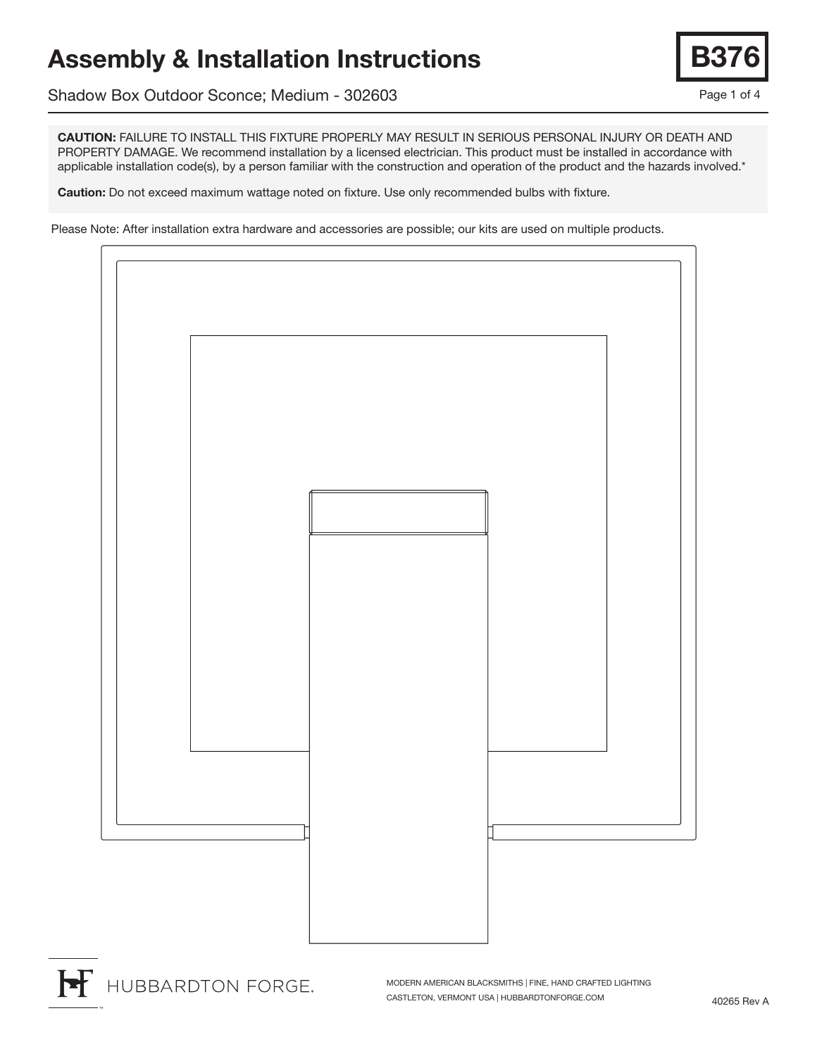# Assembly & Installation Instructions

**B376**

Shadow Box Outdoor Sconce; Medium - 302603

**CAUTION:** FAILURE TO INSTALL THIS FIXTURE PROPERLY MAY RESULT IN SERIOUS PERSONAL INJURY OR DEATH AND PROPERTY DAMAGE. We recommend installation by a licensed electrician. This product must be installed in accordance with applicable installation code(s), by a person familiar with the construction and operation of the product and the hazards involved.*

**Caution:** Do not exceed maximum wattage noted on fixture. Use only recommended bulbs with fixture.

Please Note: After installation extra hardware and accessories are possible; our kits are used on multiple products.

HUBBARDTON FORGE.

MODERN AMERICAN BLACKSMITHS | FINE, HAND CRAFTED LIGHTING
CASTLETON, VERMONT USA | HUBBARDTONFORGE.COM

40265 Rev A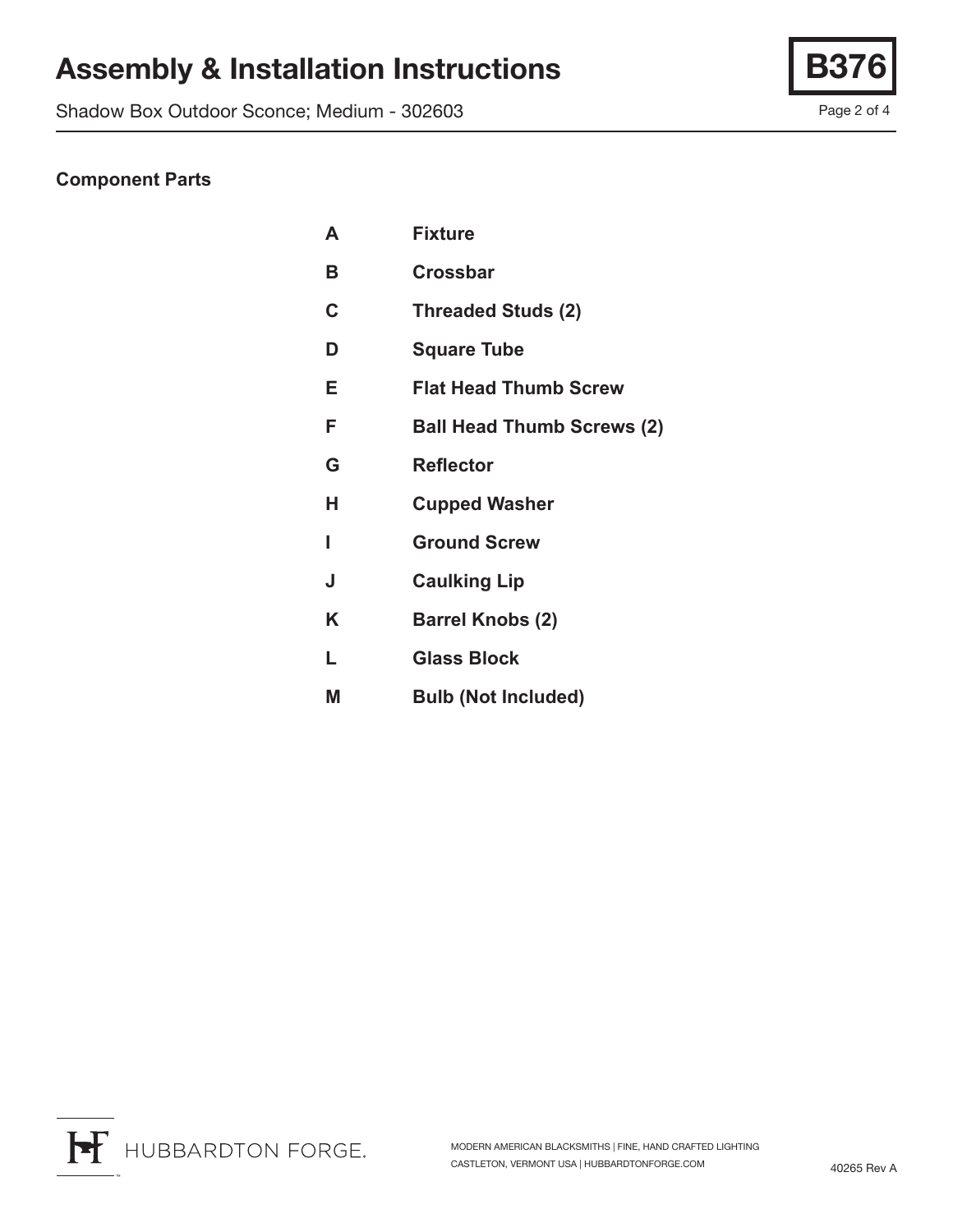# Assembly & Installation Instructions

Shadow Box Outdoor Sconce; Medium - 302603

**B376**

## Component Parts

| | |
|---|---|
| **A** | **Fixture** |
| **B** | **Crossbar** |
| **C** | **Threaded Studs (2)** |
| **D** | **Square Tube** |
| **E** | **Flat Head Thumb Screw** |
| **F** | **Ball Head Thumb Screws (2)** |
| **G** | **Reflector** |
| **H** | **Cupped Washer** |
| **I** | **Ground Screw** |
| **J** | **Caulking Lip** |
| **K** | **Barrel Knobs (2)** |
| **L** | **Glass Block** |
| **M** | **Bulb (Not Included)** |

HUBBARDTON FORGE.

MODERN AMERICAN BLACKSMITHS | FINE, HAND CRAFTED LIGHTING
CASTLETON, VERMONT USA | HUBBARDTONFORGE.COM

40265 Rev A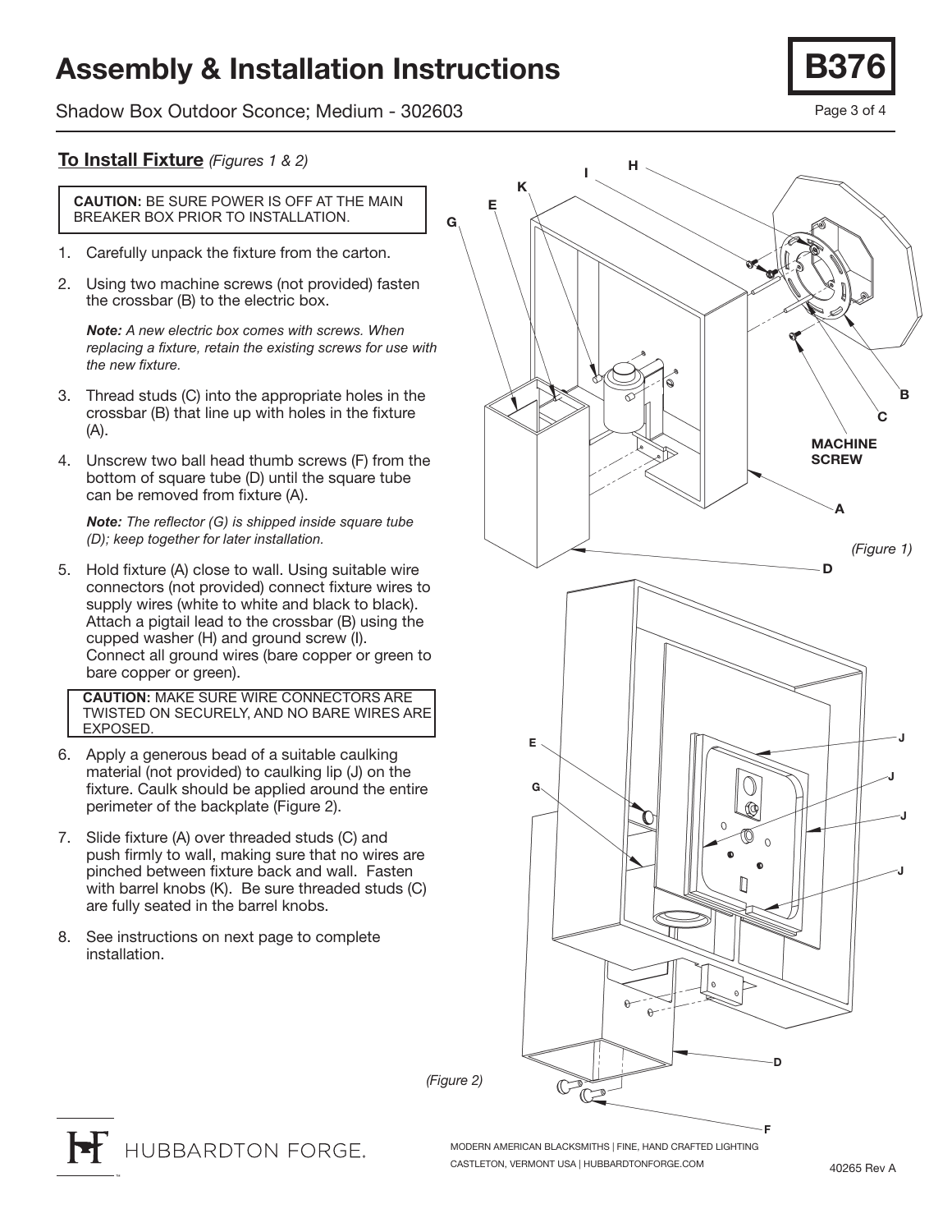# Assembly & Installation Instructions

**B376**

Shadow Box Outdoor Sconce; Medium - 302603

## To Install Fixture *(Figures 1 & 2)*

**CAUTION:** BE SURE POWER IS OFF AT THE MAIN BREAKER BOX PRIOR TO INSTALLATION.

1. Carefully unpack the fixture from the carton.
2. Using two machine screws (not provided) fasten the crossbar (B) to the electric box.

   ***Note:*** *A new electric box comes with screws. When replacing a fixture, retain the existing screws for use with the new fixture.*

3. Thread studs (C) into the appropriate holes in the crossbar (B) that line up with holes in the fixture (A).
4. Unscrew two ball head thumb screws (F) from the bottom of square tube (D) until the square tube can be removed from fixture (A).

   ***Note:*** *The reflector (G) is shipped inside square tube (D); keep together for later installation.*

5. Hold fixture (A) close to wall. Using suitable wire connectors (not provided) connect fixture wires to supply wires (white to white and black to black). Attach a pigtail lead to the crossbar (B) using the cupped washer (H) and ground screw (I). Connect all ground wires (bare copper or green to bare copper or green).

   **CAUTION:** MAKE SURE WIRE CONNECTORS ARE TWISTED ON SECURELY, AND NO BARE WIRES ARE EXPOSED.

6. Apply a generous bead of a suitable caulking material (not provided) to caulking lip (J) on the fixture. Caulk should be applied around the entire perimeter of the backplate (Figure 2).
7. Slide fixture (A) over threaded studs (C) and push firmly to wall, making sure that no wires are pinched between fixture back and wall. Fasten with barrel knobs (K). Be sure threaded studs (C) are fully seated in the barrel knobs.
8. See instructions on next page to complete installation.

*(Figure 1)*

*(Figure 2)*

HUBBARDTON FORGE.

MODERN AMERICAN BLACKSMITHS | FINE, HAND CRAFTED LIGHTING
CASTLETON, VERMONT USA | HUBBARDTONFORGE.COM

40265 Rev A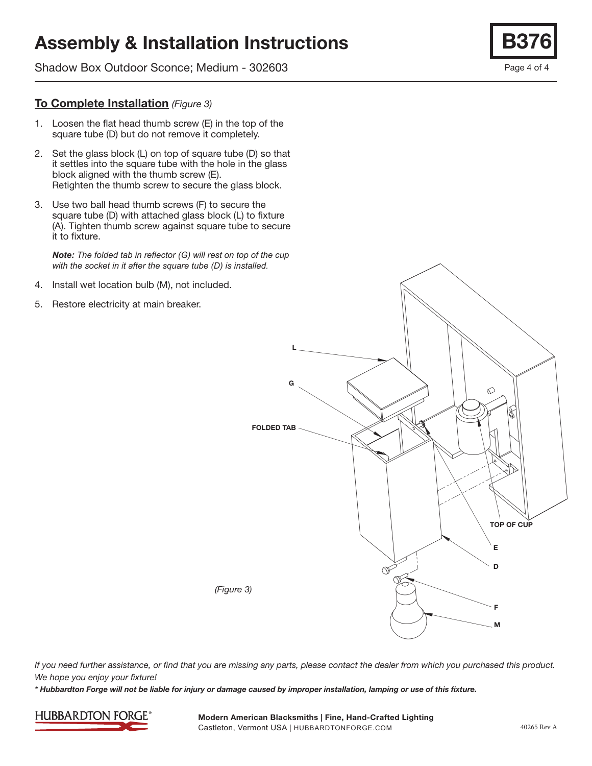# Assembly & Installation Instructions

Shadow Box Outdoor Sconce; Medium - 302603

**B376**

## To Complete Installation *(Figure 3)*

1. Loosen the flat head thumb screw (E) in the top of the square tube (D) but do not remove it completely.
2. Set the glass block (L) on top of square tube (D) so that it settles into the square tube with the hole in the glass block aligned with the thumb screw (E).
   Retighten the thumb screw to secure the glass block.
3. Use two ball head thumb screws (F) to secure the square tube (D) with attached glass block (L) to fixture (A). Tighten thumb screw against square tube to secure it to fixture.

   ***Note:*** *The folded tab in reflector (G) will rest on top of the cup with the socket in it after the square tube (D) is installed.*

4. Install wet location bulb (M), not included.
5. Restore electricity at main breaker.

L
G
FOLDED TAB
TOP OF CUP
E
D
F
M

*(Figure 3)*

*If you need further assistance, or find that you are missing any parts, please contact the dealer from which you purchased this product. We hope you enjoy your fixture!*

***\* Hubbardton Forge will not be liable for injury or damage caused by improper installation, lamping or use of this fixture.***

HUBBARDTON FORGE®

**Modern American Blacksmiths | Fine, Hand-Crafted Lighting**
Castleton, Vermont USA | HUBBARDTONFORGE.COM

40265 Rev A